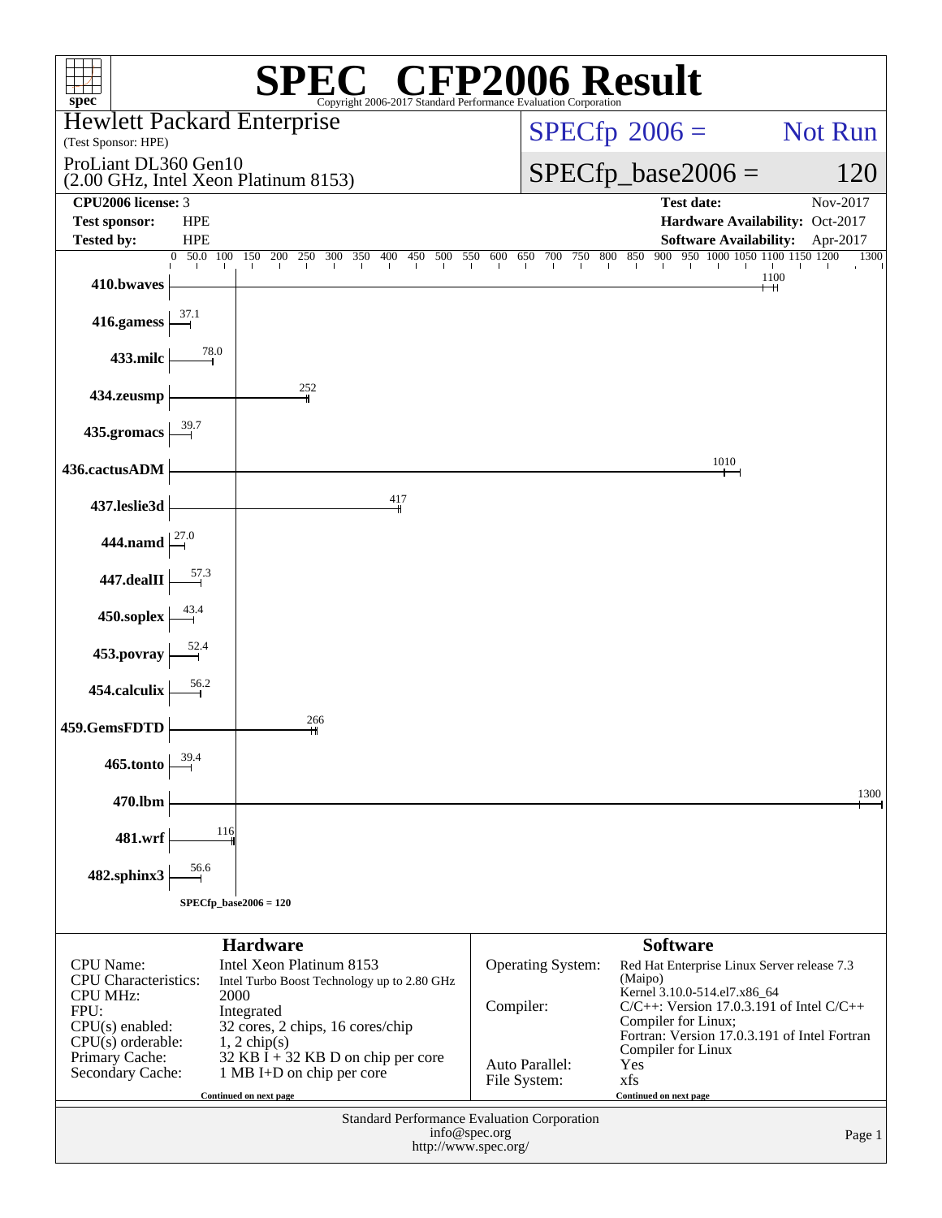# SPEC CFP2006 Result

Copyright 2006-2017 Standard Performance Evaluation Corporation

**Hewlett Packard Enterprise**
(Test Sponsor: HPE)

ProLiant DL360 Gen10
(2.00 GHz, Intel Xeon Platinum 8153)

SPECfp 2006 = Not Run

SPECfp_base2006 = 120

| | | | |
|---|---|---|---|
| **CPU2006 license:** | 3 | **Test date:** | Nov-2017 |
| **Test sponsor:** | HPE | **Hardware Availability:** | Oct-2017 |
| **Tested by:** | HPE | **Software Availability:** | Apr-2017 |

| Benchmark | Base ratio |
|---|---|
| 410.bwaves | 1100 |
| 416.gamess | 37.1 |
| 433.milc | 78.0 |
| 434.zeusmp | 252 |
| 435.gromacs | 39.7 |
| 436.cactusADM | 1010 |
| 437.leslie3d | 417 |
| 444.namd | 27.0 |
| 447.dealII | 57.3 |
| 450.soplex | 43.4 |
| 453.povray | 52.4 |
| 454.calculix | 56.2 |
| 459.GemsFDTD | 266 |
| 465.tonto | 39.4 |
| 470.lbm | 1300 |
| 481.wrf | 116 |
| 482.sphinx3 | 56.6 |

SPECfp_base2006 = 120

## Hardware

| | |
|---|---|
| CPU Name: | Intel Xeon Platinum 8153 |
| CPU Characteristics: | Intel Turbo Boost Technology up to 2.80 GHz |
| CPU MHz: | 2000 |
| FPU: | Integrated |
| CPU(s) enabled: | 32 cores, 2 chips, 16 cores/chip |
| CPU(s) orderable: | 1, 2 chip(s) |
| Primary Cache: | 32 KB I + 32 KB D on chip per core |
| Secondary Cache: | 1 MB I+D on chip per core |

Continued on next page

## Software

| | |
|---|---|
| Operating System: | Red Hat Enterprise Linux Server release 7.3 (Maipo) Kernel 3.10.0-514.el7.x86_64 |
| Compiler: | C/C++: Version 17.0.3.191 of Intel C/C++ Compiler for Linux; Fortran: Version 17.0.3.191 of Intel Fortran Compiler for Linux |
| Auto Parallel: | Yes |
| File System: | xfs |

Continued on next page

Standard Performance Evaluation Corporation
info@spec.org
http://www.spec.org/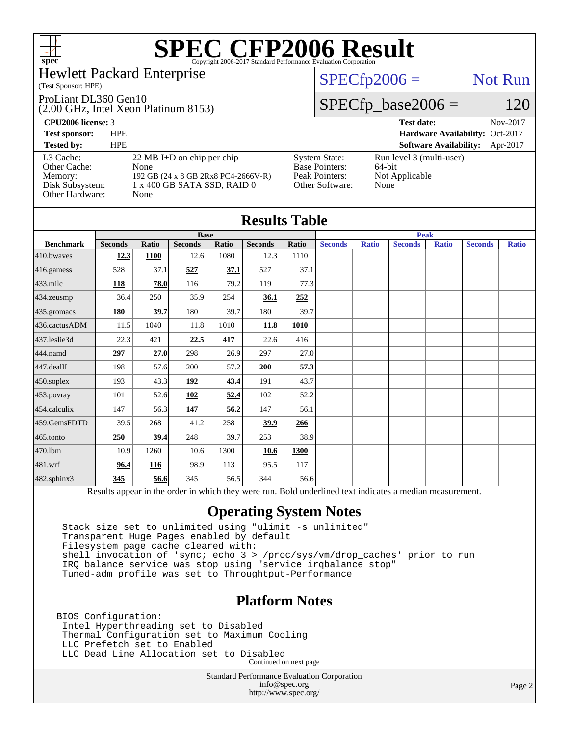# SPEC CFP2006 Result

Copyright 2006-2017 Standard Performance Evaluation Corporation

Hewlett Packard Enterprise
(Test Sponsor: HPE)

ProLiant DL360 Gen10
(2.00 GHz, Intel Xeon Platinum 8153)

SPECfp2006 = Not Run

SPECfp_base2006 = 120

| | | | |
|---|---|---|---|
| **CPU2006 license:** 3 | | **Test date:** | Nov-2017 |
| **Test sponsor:** | HPE | **Hardware Availability:** | Oct-2017 |
| **Tested by:** | HPE | **Software Availability:** | Apr-2017 |

| | | | |
|---|---|---|---|
| L3 Cache: | 22 MB I+D on chip per chip | System State: | Run level 3 (multi-user) |
| Other Cache: | None | Base Pointers: | 64-bit |
| Memory: | 192 GB (24 x 8 GB 2Rx8 PC4-2666V-R) | Peak Pointers: | Not Applicable |
| Disk Subsystem: | 1 x 400 GB SATA SSD, RAID 0 | Other Software: | None |
| Other Hardware: | None | | |

## Results Table

| | Base | | | | | | Peak | | | | | |
|---|---|---|---|---|---|---|---|---|---|---|---|---|
| **Benchmark** | **Seconds** | **Ratio** | **Seconds** | **Ratio** | **Seconds** | **Ratio** | **Seconds** | **Ratio** | **Seconds** | **Ratio** | **Seconds** | **Ratio** |
| 410.bwaves | **12.3** | **1100** | 12.6 | 1080 | 12.3 | 1110 | | | | | | |
| 416.gamess | 528 | 37.1 | **527** | **37.1** | 527 | 37.1 | | | | | | |
| 433.milc | **118** | **78.0** | 116 | 79.2 | 119 | 77.3 | | | | | | |
| 434.zeusmp | 36.4 | 250 | 35.9 | 254 | **36.1** | **252** | | | | | | |
| 435.gromacs | **180** | **39.7** | 180 | 39.7 | 180 | 39.7 | | | | | | |
| 436.cactusADM | 11.5 | 1040 | 11.8 | 1010 | **11.8** | **1010** | | | | | | |
| 437.leslie3d | 22.3 | 421 | **22.5** | **417** | 22.6 | 416 | | | | | | |
| 444.namd | **297** | **27.0** | 298 | 26.9 | 297 | 27.0 | | | | | | |
| 447.dealII | 198 | 57.6 | 200 | 57.2 | **200** | **57.3** | | | | | | |
| 450.soplex | 193 | 43.3 | **192** | **43.4** | 191 | 43.7 | | | | | | |
| 453.povray | 101 | 52.6 | **102** | **52.4** | 102 | 52.2 | | | | | | |
| 454.calculix | 147 | 56.3 | **147** | **56.2** | 147 | 56.1 | | | | | | |
| 459.GemsFDTD | 39.5 | 268 | 41.2 | 258 | **39.9** | **266** | | | | | | |
| 465.tonto | **250** | **39.4** | 248 | 39.7 | 253 | 38.9 | | | | | | |
| 470.lbm | 10.9 | 1260 | 10.6 | 1300 | **10.6** | **1300** | | | | | | |
| 481.wrf | **96.4** | **116** | 98.9 | 113 | 95.5 | 117 | | | | | | |
| 482.sphinx3 | **345** | **56.6** | 345 | 56.5 | 344 | 56.6 | | | | | | |

Results appear in the order in which they were run. Bold underlined text indicates a median measurement.

## Operating System Notes

```
Stack size set to unlimited using "ulimit -s unlimited"
Transparent Huge Pages enabled by default
Filesystem page cache cleared with:
shell invocation of 'sync; echo 3 > /proc/sys/vm/drop_caches' prior to run
IRQ balance service was stop using "service irqbalance stop"
Tuned-adm profile was set to Throughput-Performance
```

## Platform Notes

```
BIOS Configuration:
 Intel Hyperthreading set to Disabled
 Thermal Configuration set to Maximum Cooling
 LLC Prefetch set to Enabled
 LLC Dead Line Allocation set to Disabled
```

Continued on next page

Standard Performance Evaluation Corporation
info@spec.org
http://www.spec.org/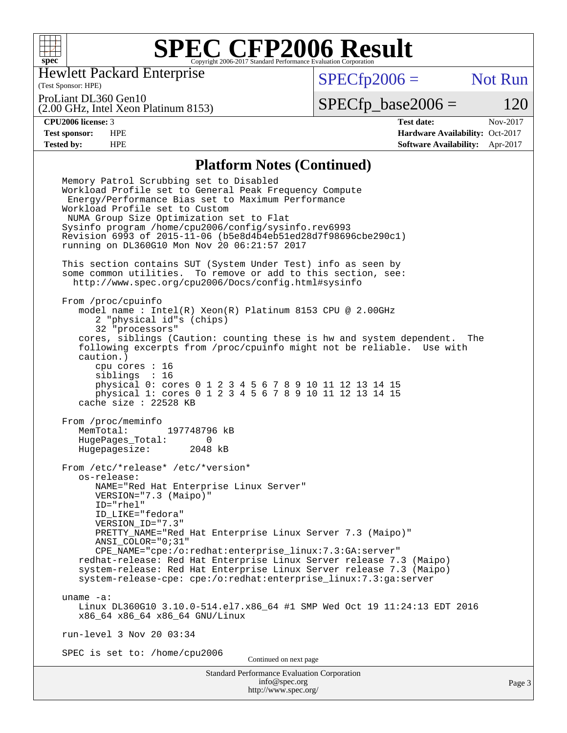# SPEC CFP2006 Result

Copyright 2006-2017 Standard Performance Evaluation Corporation

Hewlett Packard Enterprise
(Test Sponsor: HPE)

ProLiant DL360 Gen10
(2.00 GHz, Intel Xeon Platinum 8153)

SPECfp2006 = Not Run

SPECfp_base2006 = 120

| | | | |
|---|---|---|---|
| **CPU2006 license:** 3 | | **Test date:** | Nov-2017 |
| **Test sponsor:** | HPE | **Hardware Availability:** | Oct-2017 |
| **Tested by:** | HPE | **Software Availability:** | Apr-2017 |

## Platform Notes (Continued)

```
Memory Patrol Scrubbing set to Disabled
Workload Profile set to General Peak Frequency Compute
 Energy/Performance Bias set to Maximum Performance
Workload Profile set to Custom
 NUMA Group Size Optimization set to Flat
Sysinfo program /home/cpu2006/config/sysinfo.rev6993
Revision 6993 of 2015-11-06 (b5e8d4b4eb51ed28d7f98696cbe290c1)
running on DL360G10 Mon Nov 20 06:21:57 2017

This section contains SUT (System Under Test) info as seen by
some common utilities.  To remove or add to this section, see:
  http://www.spec.org/cpu2006/Docs/config.html#sysinfo

From /proc/cpuinfo
   model name : Intel(R) Xeon(R) Platinum 8153 CPU @ 2.00GHz
      2 "physical id"s (chips)
      32 "processors"
   cores, siblings (Caution: counting these is hw and system dependent.  The
   following excerpts from /proc/cpuinfo might not be reliable.  Use with
   caution.)
      cpu cores : 16
      siblings  : 16
      physical 0: cores 0 1 2 3 4 5 6 7 8 9 10 11 12 13 14 15
      physical 1: cores 0 1 2 3 4 5 6 7 8 9 10 11 12 13 14 15
   cache size : 22528 KB

From /proc/meminfo
   MemTotal:       197748796 kB
   HugePages_Total:       0
   Hugepagesize:       2048 kB

From /etc/*release* /etc/*version*
   os-release:
      NAME="Red Hat Enterprise Linux Server"
      VERSION="7.3 (Maipo)"
      ID="rhel"
      ID_LIKE="fedora"
      VERSION_ID="7.3"
      PRETTY_NAME="Red Hat Enterprise Linux Server 7.3 (Maipo)"
      ANSI_COLOR="0;31"
      CPE_NAME="cpe:/o:redhat:enterprise_linux:7.3:GA:server"
   redhat-release: Red Hat Enterprise Linux Server release 7.3 (Maipo)
   system-release: Red Hat Enterprise Linux Server release 7.3 (Maipo)
   system-release-cpe: cpe:/o:redhat:enterprise_linux:7.3:ga:server

uname -a:
   Linux DL360G10 3.10.0-514.el7.x86_64 #1 SMP Wed Oct 19 11:24:13 EDT 2016
   x86_64 x86_64 x86_64 GNU/Linux

run-level 3 Nov 20 03:34

SPEC is set to: /home/cpu2006
```

Continued on next page

Standard Performance Evaluation Corporation
info@spec.org
http://www.spec.org/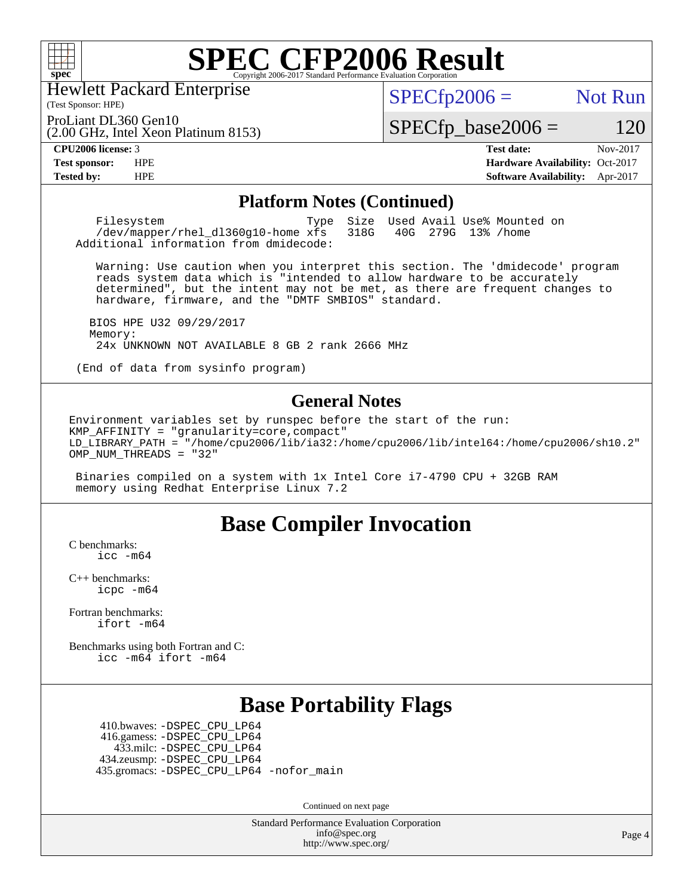# SPEC CFP2006 Result

Copyright 2006-2017 Standard Performance Evaluation Corporation

Hewlett Packard Enterprise
(Test Sponsor: HPE)

ProLiant DL360 Gen10
(2.00 GHz, Intel Xeon Platinum 8153)

SPECfp2006 = Not Run

SPECfp_base2006 = 120

**CPU2006 license:** 3
**Test sponsor:** HPE
**Tested by:** HPE

**Test date:** Nov-2017
**Hardware Availability:** Oct-2017
**Software Availability:** Apr-2017

## Platform Notes (Continued)

```
   Filesystem                       Type  Size  Used Avail Use% Mounted on
   /dev/mapper/rhel_dl360g10-home xfs   318G   40G  279G  13% /home
 Additional information from dmidecode:

   Warning: Use caution when you interpret this section. The 'dmidecode' program
   reads system data which is "intended to allow hardware to be accurately
   determined", but the intent may not be met, as there are frequent changes to
   hardware, firmware, and the "DMTF SMBIOS" standard.

  BIOS HPE U32 09/29/2017
  Memory:
   24x UNKNOWN NOT AVAILABLE 8 GB 2 rank 2666 MHz

 (End of data from sysinfo program)
```

## General Notes

```
Environment variables set by runspec before the start of the run:
KMP_AFFINITY = "granularity=core,compact"
LD_LIBRARY_PATH = "/home/cpu2006/lib/ia32:/home/cpu2006/lib/intel64:/home/cpu2006/sh10.2"
OMP_NUM_THREADS = "32"

 Binaries compiled on a system with 1x Intel Core i7-4790 CPU + 32GB RAM
 memory using Redhat Enterprise Linux 7.2
```

## Base Compiler Invocation

C benchmarks:
  icc -m64

C++ benchmarks:
  icpc -m64

Fortran benchmarks:
  ifort -m64

Benchmarks using both Fortran and C:
  icc -m64 ifort -m64

## Base Portability Flags

410.bwaves: -DSPEC_CPU_LP64
416.gamess: -DSPEC_CPU_LP64
433.milc: -DSPEC_CPU_LP64
434.zeusmp: -DSPEC_CPU_LP64
435.gromacs: -DSPEC_CPU_LP64 -nofor_main

Continued on next page

Standard Performance Evaluation Corporation
info@spec.org
http://www.spec.org/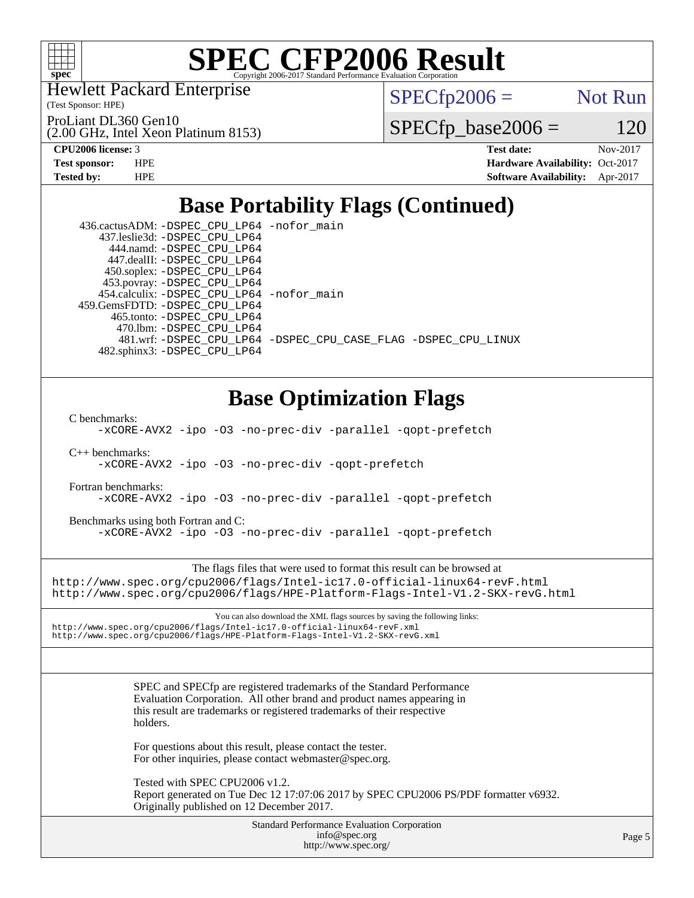# SPEC CFP2006 Result

Copyright 2006-2017 Standard Performance Evaluation Corporation

Hewlett Packard Enterprise
(Test Sponsor: HPE)

ProLiant DL360 Gen10
(2.00 GHz, Intel Xeon Platinum 8153)

SPECfp2006 = Not Run

SPECfp_base2006 = 120

| | | | |
|---|---|---|---|
| **CPU2006 license:** 3 | | **Test date:** | Nov-2017 |
| **Test sponsor:** | HPE | **Hardware Availability:** | Oct-2017 |
| **Tested by:** | HPE | **Software Availability:** | Apr-2017 |

## Base Portability Flags (Continued)

436.cactusADM: -DSPEC_CPU_LP64 -nofor_main
437.leslie3d: -DSPEC_CPU_LP64
444.namd: -DSPEC_CPU_LP64
447.dealII: -DSPEC_CPU_LP64
450.soplex: -DSPEC_CPU_LP64
453.povray: -DSPEC_CPU_LP64
454.calculix: -DSPEC_CPU_LP64 -nofor_main
459.GemsFDTD: -DSPEC_CPU_LP64
465.tonto: -DSPEC_CPU_LP64
470.lbm: -DSPEC_CPU_LP64
481.wrf: -DSPEC_CPU_LP64 -DSPEC_CPU_CASE_FLAG -DSPEC_CPU_LINUX
482.sphinx3: -DSPEC_CPU_LP64

## Base Optimization Flags

C benchmarks:
-xCORE-AVX2 -ipo -O3 -no-prec-div -parallel -qopt-prefetch

C++ benchmarks:
-xCORE-AVX2 -ipo -O3 -no-prec-div -qopt-prefetch

Fortran benchmarks:
-xCORE-AVX2 -ipo -O3 -no-prec-div -parallel -qopt-prefetch

Benchmarks using both Fortran and C:
-xCORE-AVX2 -ipo -O3 -no-prec-div -parallel -qopt-prefetch

The flags files that were used to format this result can be browsed at
http://www.spec.org/cpu2006/flags/Intel-ic17.0-official-linux64-revF.html
http://www.spec.org/cpu2006/flags/HPE-Platform-Flags-Intel-V1.2-SKX-revG.html

You can also download the XML flags sources by saving the following links:
http://www.spec.org/cpu2006/flags/Intel-ic17.0-official-linux64-revF.xml
http://www.spec.org/cpu2006/flags/HPE-Platform-Flags-Intel-V1.2-SKX-revG.xml

SPEC and SPECfp are registered trademarks of the Standard Performance Evaluation Corporation. All other brand and product names appearing in this result are trademarks or registered trademarks of their respective holders.

For questions about this result, please contact the tester.
For other inquiries, please contact webmaster@spec.org.

Tested with SPEC CPU2006 v1.2.
Report generated on Tue Dec 12 17:07:06 2017 by SPEC CPU2006 PS/PDF formatter v6932.
Originally published on 12 December 2017.

Standard Performance Evaluation Corporation
info@spec.org
http://www.spec.org/